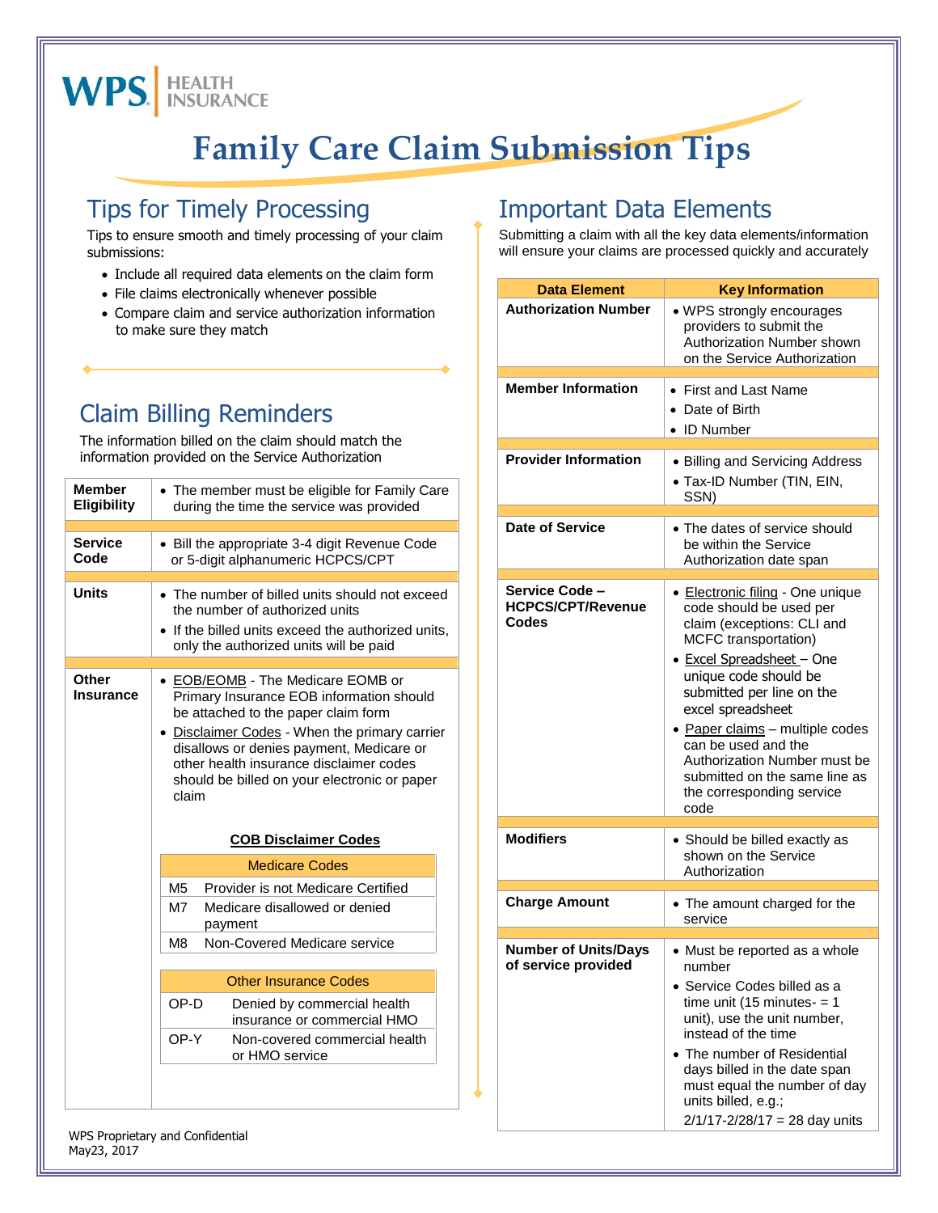WPS HEALTH INSURANCE

# Family Care Claim Submission Tips

## Tips for Timely Processing

Tips to ensure smooth and timely processing of your claim submissions:

- Include all required data elements on the claim form
- File claims electronically whenever possible
- Compare claim and service authorization information to make sure they match

## Claim Billing Reminders

The information billed on the claim should match the information provided on the Service Authorization

| | |
|---|---|
| **Member Eligibility** | • The member must be eligible for Family Care during the time the service was provided |
| **Service Code** | • Bill the appropriate 3-4 digit Revenue Code or 5-digit alphanumeric HCPCS/CPT |
| **Units** | • The number of billed units should not exceed the number of authorized units<br>• If the billed units exceed the authorized units, only the authorized units will be paid |
| **Other Insurance** | • EOB/EOMB - The Medicare EOMB or Primary Insurance EOB information should be attached to the paper claim form<br>• Disclaimer Codes - When the primary carrier disallows or denies payment, Medicare or other health insurance disclaimer codes should be billed on your electronic or paper claim |

**COB Disclaimer Codes**

| Medicare Codes | |
|---|---|
| M5 | Provider is not Medicare Certified |
| M7 | Medicare disallowed or denied payment |
| M8 | Non-Covered Medicare service |

| Other Insurance Codes | |
|---|---|
| OP-D | Denied by commercial health insurance or commercial HMO |
| OP-Y | Non-covered commercial health or HMO service |

## Important Data Elements

Submitting a claim with all the key data elements/information will ensure your claims are processed quickly and accurately

| Data Element | Key Information |
|---|---|
| **Authorization Number** | • WPS strongly encourages providers to submit the Authorization Number shown on the Service Authorization |
| **Member Information** | • First and Last Name<br>• Date of Birth<br>• ID Number |
| **Provider Information** | • Billing and Servicing Address<br>• Tax-ID Number (TIN, EIN, SSN) |
| **Date of Service** | • The dates of service should be within the Service Authorization date span |
| **Service Code – HCPCS/CPT/Revenue Codes** | • Electronic filing - One unique code should be used per claim (exceptions: CLI and MCFC transportation)<br>• Excel Spreadsheet – One unique code should be submitted per line on the excel spreadsheet<br>• Paper claims – multiple codes can be used and the Authorization Number must be submitted on the same line as the corresponding service code |
| **Modifiers** | • Should be billed exactly as shown on the Service Authorization |
| **Charge Amount** | • The amount charged for the service |
| **Number of Units/Days of service provided** | • Must be reported as a whole number<br>• Service Codes billed as a time unit (15 minutes- = 1 unit), use the unit number, instead of the time<br>• The number of Residential days billed in the date span must equal the number of day units billed, e.g.; 2/1/17-2/28/17 = 28 day units |

WPS Proprietary and Confidential
May23, 2017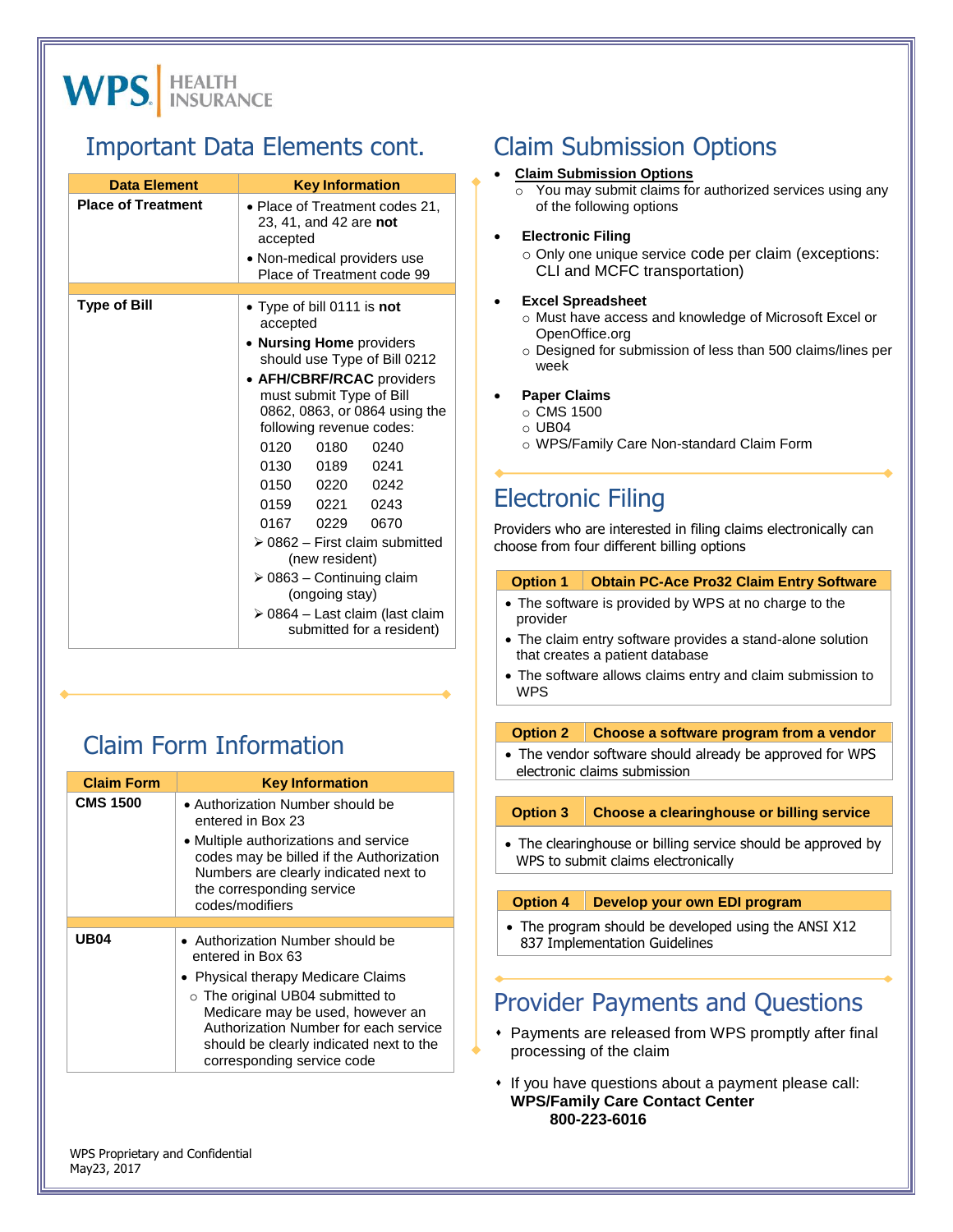WPS HEALTH INSURANCE

## Important Data Elements cont.

| Data Element | Key Information |
|---|---|
| **Place of Treatment** | • Place of Treatment codes 21, 23, 41, and 42 are **not** accepted<br>• Non-medical providers use Place of Treatment code 99 |
| **Type of Bill** | • Type of bill 0111 is **not** accepted<br>• **Nursing Home** providers should use Type of Bill 0212<br>• **AFH/CBRF/RCAC** providers must submit Type of Bill 0862, 0863, or 0864 using the following revenue codes:<br>0120 0180 0240<br>0130 0189 0241<br>0150 0220 0242<br>0159 0221 0243<br>0167 0229 0670<br>➢ 0862 – First claim submitted (new resident)<br>➢ 0863 – Continuing claim (ongoing stay)<br>➢ 0864 – Last claim (last claim submitted for a resident) |

## Claim Form Information

| Claim Form | Key Information |
|---|---|
| **CMS 1500** | • Authorization Number should be entered in Box 23<br>• Multiple authorizations and service codes may be billed if the Authorization Numbers are clearly indicated next to the corresponding service codes/modifiers |
| **UB04** | • Authorization Number should be entered in Box 63<br>• Physical therapy Medicare Claims<br>○ The original UB04 submitted to Medicare may be used, however an Authorization Number for each service should be clearly indicated next to the corresponding service code |

## Claim Submission Options

- **Claim Submission Options**
  - You may submit claims for authorized services using any of the following options
- **Electronic Filing**
  - Only one unique service code per claim (exceptions: CLI and MCFC transportation)
- **Excel Spreadsheet**
  - Must have access and knowledge of Microsoft Excel or OpenOffice.org
  - Designed for submission of less than 500 claims/lines per week
- **Paper Claims**
  - CMS 1500
  - UB04
  - WPS/Family Care Non-standard Claim Form

## Electronic Filing

Providers who are interested in filing claims electronically can choose from four different billing options

| Option 1 | Obtain PC-Ace Pro32 Claim Entry Software |
|---|---|
| | • The software is provided by WPS at no charge to the provider<br>• The claim entry software provides a stand-alone solution that creates a patient database<br>• The software allows claims entry and claim submission to WPS |

| Option 2 | Choose a software program from a vendor |
|---|---|
| | • The vendor software should already be approved for WPS electronic claims submission |

| Option 3 | Choose a clearinghouse or billing service |
|---|---|
| | • The clearinghouse or billing service should be approved by WPS to submit claims electronically |

| Option 4 | Develop your own EDI program |
|---|---|
| | • The program should be developed using the ANSI X12 837 Implementation Guidelines |

## Provider Payments and Questions

- Payments are released from WPS promptly after final processing of the claim
- If you have questions about a payment please call:
  **WPS/Family Care Contact Center**
  **800-223-6016**

WPS Proprietary and Confidential
May23, 2017